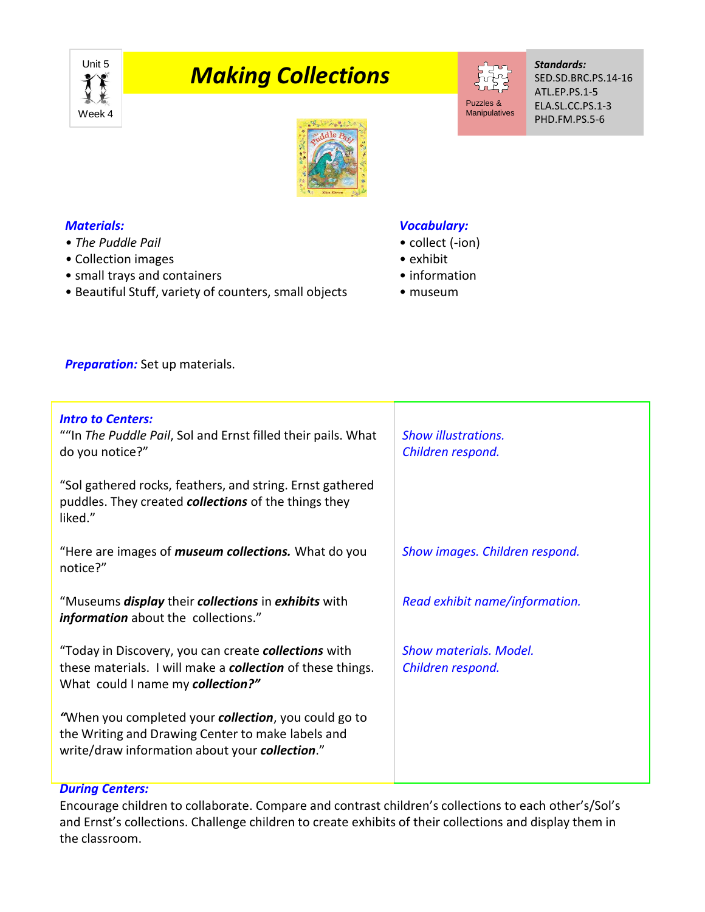Unit 5
Week 4

# *Making Collections*

Puzzles & Manipulatives

***Standards:***
SED.SD.BRC.PS.14-16
ATL.EP.PS.1-5
ELA.SL.CC.PS.1-3
PHD.FM.PS.5-6

***Materials:***
- *The Puddle Pail*
- Collection images
- small trays and containers
- Beautiful Stuff, variety of counters, small objects

***Vocabulary:***
- collect (-ion)
- exhibit
- information
- museum

***Preparation:*** Set up materials.

| ***Intro to Centers:*** | |
| --- | --- |
| ""In *The Puddle Pail*, Sol and Ernst filled their pails. What do you notice?" | *Show illustrations. Children respond.* |
| "Sol gathered rocks, feathers, and string. Ernst gathered puddles. They created ***collections*** of the things they liked." | |
| "Here are images of ***museum collections.*** What do you notice?" | *Show images. Children respond.* |
| "Museums ***display*** their ***collections*** in ***exhibits*** with ***information*** about the collections." | *Read exhibit name/information.* |
| "Today in Discovery, you can create ***collections*** with these materials. I will make a ***collection*** of these things. What could I name my ***collection?"*** | *Show materials. Model. Children respond.* |
| *"*When you completed your ***collection***, you could go to the Writing and Drawing Center to make labels and write/draw information about your ***collection***." | |

***During Centers:***
Encourage children to collaborate. Compare and contrast children's collections to each other's/Sol's and Ernst's collections. Challenge children to create exhibits of their collections and display them in the classroom.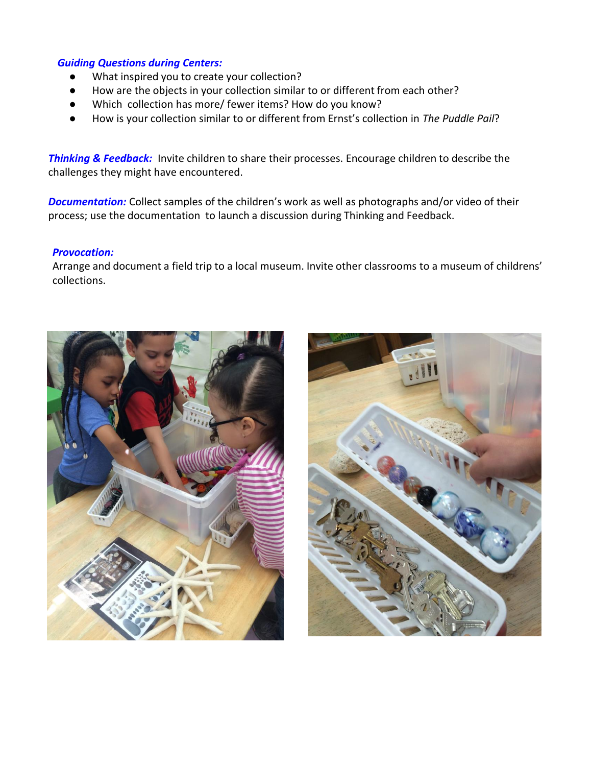***Guiding Questions during Centers:***

- What inspired you to create your collection?
- How are the objects in your collection similar to or different from each other?
- Which collection has more/ fewer items? How do you know?
- How is your collection similar to or different from Ernst's collection in *The Puddle Pail*?

***Thinking & Feedback:*** Invite children to share their processes. Encourage children to describe the challenges they might have encountered.

***Documentation:*** Collect samples of the children's work as well as photographs and/or video of their process; use the documentation to launch a discussion during Thinking and Feedback.

***Provocation:***

Arrange and document a field trip to a local museum. Invite other classrooms to a museum of childrens' collections.